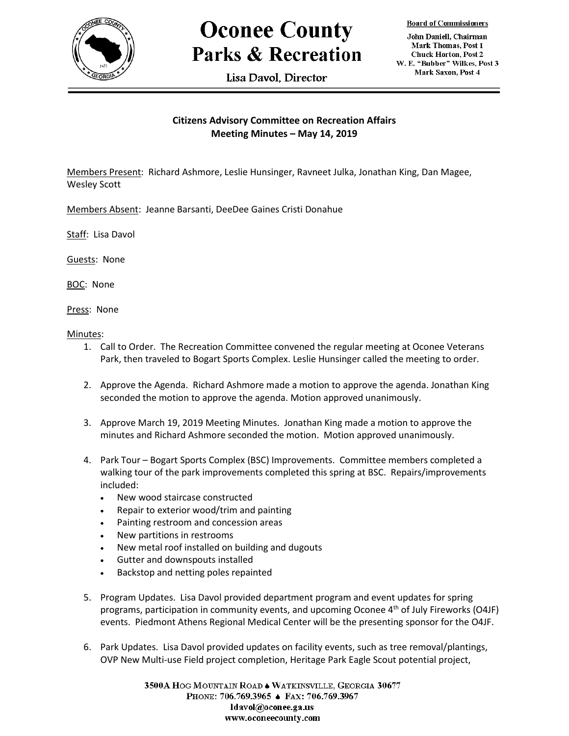# Oconee County
## Parks & Recreation

Lisa Davol, Director

**Board of Commissioners**

John Daniell, Chairman
Mark Thomas, Post 1
Chuck Horton, Post 2
W. E. "Bubber" Wilkes, Post 3
Mark Saxon, Post 4

---

**Citizens Advisory Committee on Recreation Affairs**
**Meeting Minutes – May 14, 2019**

Members Present: Richard Ashmore, Leslie Hunsinger, Ravneet Julka, Jonathan King, Dan Magee, Wesley Scott

Members Absent: Jeanne Barsanti, DeeDee Gaines Cristi Donahue

Staff: Lisa Davol

Guests: None

BOC: None

Press: None

Minutes:

1. Call to Order. The Recreation Committee convened the regular meeting at Oconee Veterans Park, then traveled to Bogart Sports Complex. Leslie Hunsinger called the meeting to order.

2. Approve the Agenda. Richard Ashmore made a motion to approve the agenda. Jonathan King seconded the motion to approve the agenda. Motion approved unanimously.

3. Approve March 19, 2019 Meeting Minutes. Jonathan King made a motion to approve the minutes and Richard Ashmore seconded the motion. Motion approved unanimously.

4. Park Tour – Bogart Sports Complex (BSC) Improvements. Committee members completed a walking tour of the park improvements completed this spring at BSC. Repairs/improvements included:
   - New wood staircase constructed
   - Repair to exterior wood/trim and painting
   - Painting restroom and concession areas
   - New partitions in restrooms
   - New metal roof installed on building and dugouts
   - Gutter and downspouts installed
   - Backstop and netting poles repainted

5. Program Updates. Lisa Davol provided department program and event updates for spring programs, participation in community events, and upcoming Oconee 4th of July Fireworks (O4JF) events. Piedmont Athens Regional Medical Center will be the presenting sponsor for the O4JF.

6. Park Updates. Lisa Davol provided updates on facility events, such as tree removal/plantings, OVP New Multi-use Field project completion, Heritage Park Eagle Scout potential project,

3500A Hog Mountain Road ♠ Watkinsville, Georgia 30677
Phone: 706.769.3965 ♠ Fax: 706.769.3967
ldavol@oconee.ga.us
www.oconeecounty.com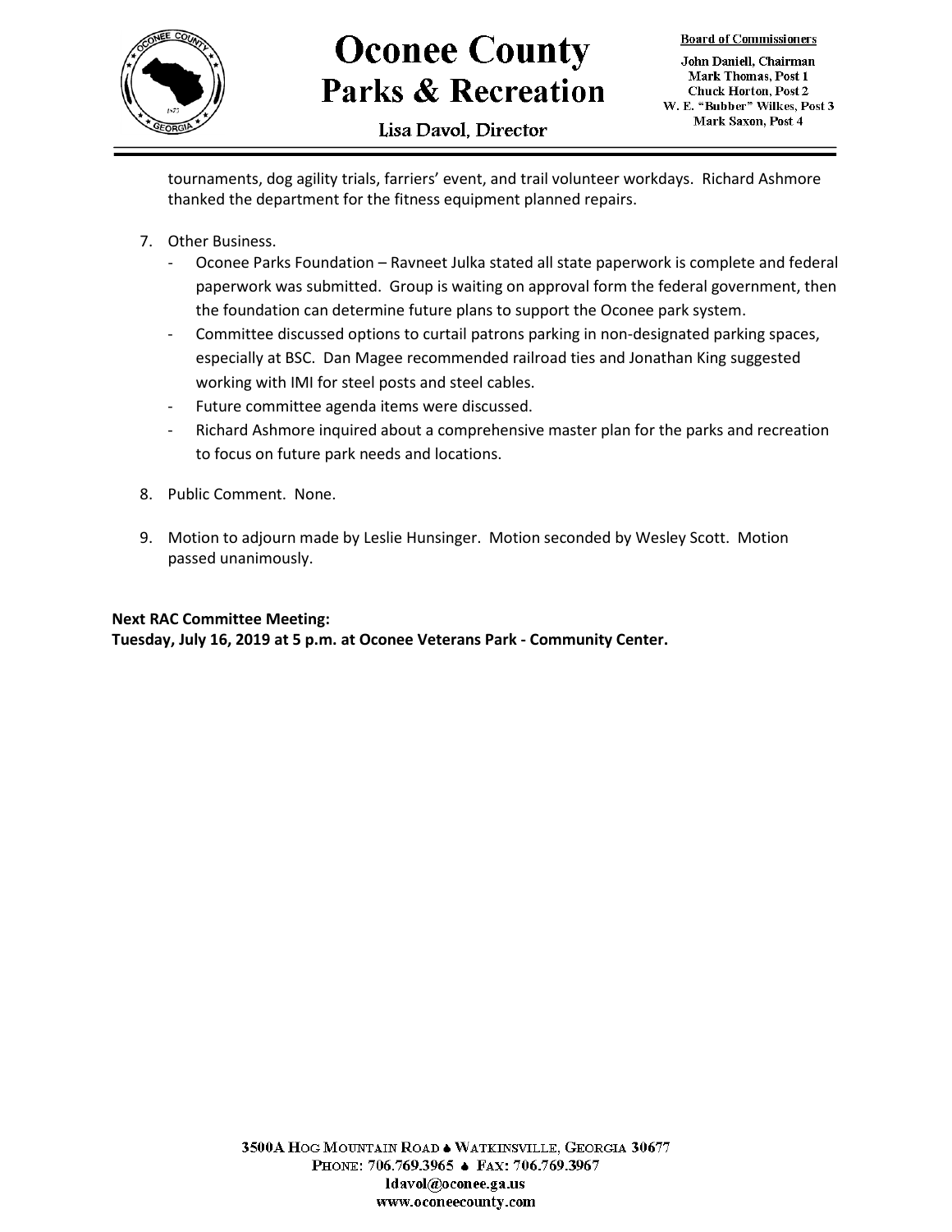tournaments, dog agility trials, farriers' event, and trail volunteer workdays. Richard Ashmore thanked the department for the fitness equipment planned repairs.

7. Other Business.
   - Oconee Parks Foundation – Ravneet Julka stated all state paperwork is complete and federal paperwork was submitted. Group is waiting on approval form the federal government, then the foundation can determine future plans to support the Oconee park system.
   - Committee discussed options to curtail patrons parking in non-designated parking spaces, especially at BSC. Dan Magee recommended railroad ties and Jonathan King suggested working with IMI for steel posts and steel cables.
   - Future committee agenda items were discussed.
   - Richard Ashmore inquired about a comprehensive master plan for the parks and recreation to focus on future park needs and locations.

8. Public Comment. None.

9. Motion to adjourn made by Leslie Hunsinger. Motion seconded by Wesley Scott. Motion passed unanimously.

**Next RAC Committee Meeting:**
**Tuesday, July 16, 2019 at 5 p.m. at Oconee Veterans Park - Community Center.**